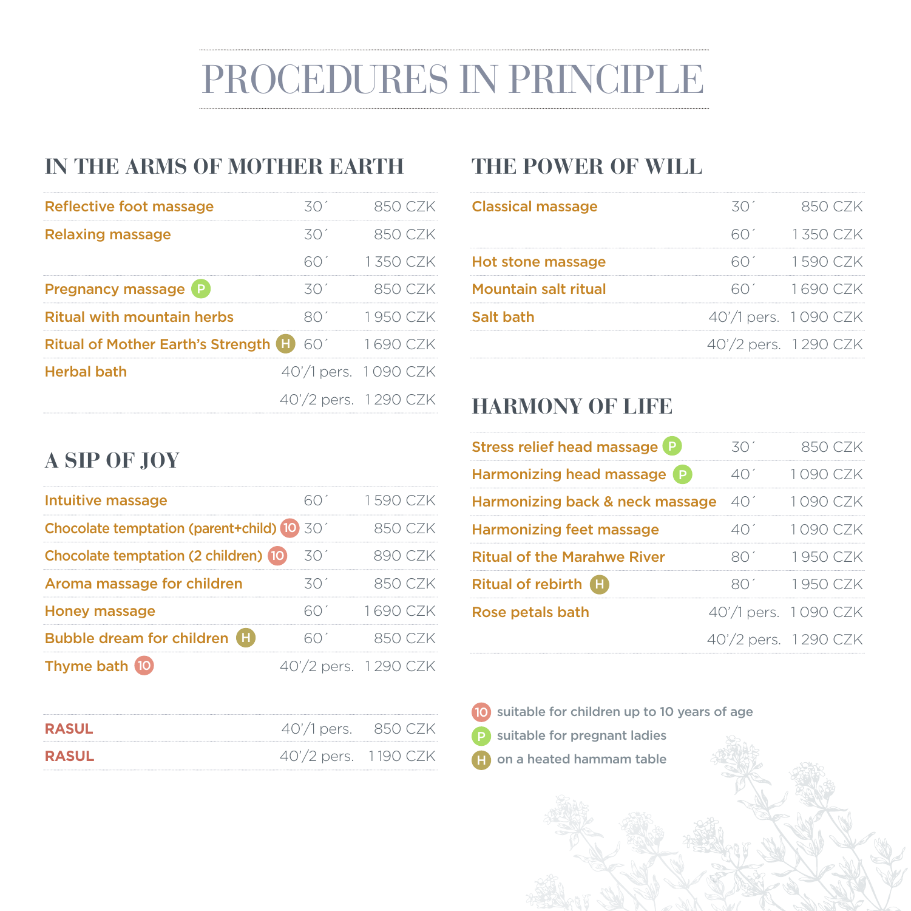# PROCEDURES IN PRINCIPLE

## IN THE ARMS OF MOTHER EARTH

| Procedure | Duration | Price |
|---|---|---|
| Reflective foot massage | 30´ | 850 CZK |
| Relaxing massage | 30´ | 850 CZK |
| | 60´ | 1 350 CZK |
| Pregnancy massage (P) | 30´ | 850 CZK |
| Ritual with mountain herbs | 80´ | 1 950 CZK |
| Ritual of Mother Earth's Strength (H) | 60´ | 1 690 CZK |
| Herbal bath | 40'/1 pers. | 1 090 CZK |
| | 40'/2 pers. | 1 290 CZK |

## A SIP OF JOY

| Procedure | Duration | Price |
|---|---|---|
| Intuitive massage | 60´ | 1 590 CZK |
| Chocolate temptation (parent+child) (10) | 30´ | 850 CZK |
| Chocolate temptation (2 children) (10) | 30´ | 890 CZK |
| Aroma massage for children | 30´ | 850 CZK |
| Honey massage | 60´ | 1 690 CZK |
| Bubble dream for children (H) | 60´ | 850 CZK |
| Thyme bath (10) | 40'/2 pers. | 1 290 CZK |

| Procedure | Duration | Price |
|---|---|---|
| RASUL | 40'/1 pers. | 850 CZK |
| RASUL | 40'/2 pers. | 1 190 CZK |

## THE POWER OF WILL

| Procedure | Duration | Price |
|---|---|---|
| Classical massage | 30´ | 850 CZK |
| | 60´ | 1 350 CZK |
| Hot stone massage | 60´ | 1 590 CZK |
| Mountain salt ritual | 60´ | 1 690 CZK |
| Salt bath | 40'/1 pers. | 1 090 CZK |
| | 40'/2 pers. | 1 290 CZK |

## HARMONY OF LIFE

| Procedure | Duration | Price |
|---|---|---|
| Stress relief head massage (P) | 30´ | 850 CZK |
| Harmonizing head massage (P) | 40´ | 1 090 CZK |
| Harmonizing back & neck massage | 40´ | 1 090 CZK |
| Harmonizing feet massage | 40´ | 1 090 CZK |
| Ritual of the Marahwe River | 80´ | 1 950 CZK |
| Ritual of rebirth (H) | 80´ | 1 950 CZK |
| Rose petals bath | 40'/1 pers. | 1 090 CZK |
| | 40'/2 pers. | 1 290 CZK |

(10) suitable for children up to 10 years of age
(P) suitable for pregnant ladies
(H) on a heated hammam table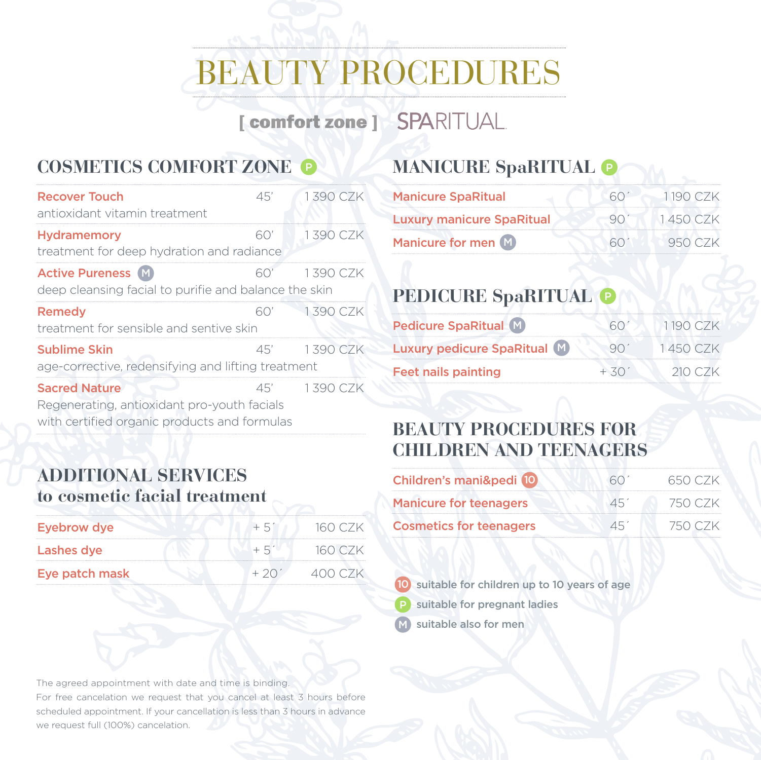# BEAUTY PROCEDURES

[ comfort zone ] SPARITUAL

## COSMETICS COMFORT ZONE (P)

| | | |
|---|---|---|
| **Recover Touch** antioxidant vitamin treatment | 45' | 1 390 CZK |
| **Hydramemory** treatment for deep hydration and radiance | 60' | 1 390 CZK |
| **Active Pureness** (M) deep cleansing facial to purifie and balance the skin | 60' | 1 390 CZK |
| **Remedy** treatment for sensible and sentive skin | 60' | 1 390 CZK |
| **Sublime Skin** age-corrective, redensifying and lifting treatment | 45' | 1 390 CZK |
| **Sacred Nature** Regenerating, antioxidant pro-youth facials with certified organic products and formulas | 45' | 1 390 CZK |

## ADDITIONAL SERVICES to cosmetic facial treatment

| | | |
|---|---|---|
| **Eyebrow dye** | + 5´ | 160 CZK |
| **Lashes dye** | + 5´ | 160 CZK |
| **Eye patch mask** | + 20´ | 400 CZK |

## MANICURE SpaRITUAL (P)

| | | |
|---|---|---|
| **Manicure SpaRitual** | 60´ | 1 190 CZK |
| **Luxury manicure SpaRitual** | 90´ | 1 450 CZK |
| **Manicure for men** (M) | 60´ | 950 CZK |

## PEDICURE SpaRITUAL (P)

| | | |
|---|---|---|
| **Pedicure SpaRitual** (M) | 60´ | 1 190 CZK |
| **Luxury pedicure SpaRitual** (M) | 90´ | 1 450 CZK |
| **Feet nails painting** | + 30´ | 210 CZK |

## BEAUTY PROCEDURES FOR CHILDREN AND TEENAGERS

| | | |
|---|---|---|
| **Children's mani&pedi** (10) | 60´ | 650 CZK |
| **Manicure for teenagers** | 45´ | 750 CZK |
| **Cosmetics for teenagers** | 45´ | 750 CZK |

(10) suitable for children up to 10 years of age

(P) suitable for pregnant ladies

(M) suitable also for men

The agreed appointment with date and time is binding.
For free cancelation we request that you cancel at least 3 hours before scheduled appointment. If your cancellation is less than 3 hours in advance we request full (100%) cancelation.